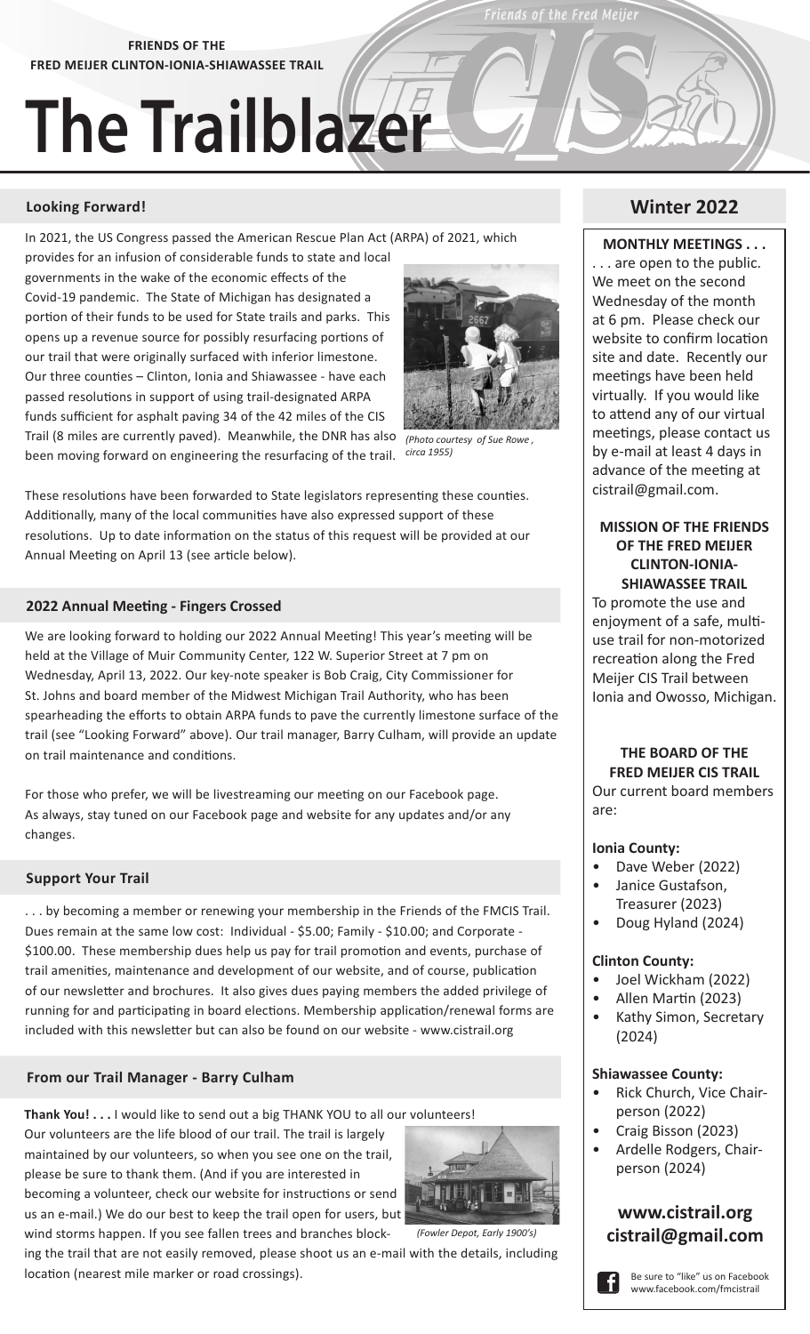**FRIENDS OF THE**
**FRED MEIJER CLINTON-IONIA-SHIAWASSEE TRAIL**

# The Trailblazer

## Looking Forward!

In 2021, the US Congress passed the American Rescue Plan Act (ARPA) of 2021, which provides for an infusion of considerable funds to state and local governments in the wake of the economic effects of the Covid-19 pandemic. The State of Michigan has designated a portion of their funds to be used for State trails and parks. This opens up a revenue source for possibly resurfacing portions of our trail that were originally surfaced with inferior limestone. Our three counties – Clinton, Ionia and Shiawassee - have each passed resolutions in support of using trail-designated ARPA funds sufficient for asphalt paving 34 of the 42 miles of the CIS Trail (8 miles are currently paved). Meanwhile, the DNR has also been moving forward on engineering the resurfacing of the trail.

*(Photo courtesy of Sue Rowe , circa 1955)*

These resolutions have been forwarded to State legislators representing these counties. Additionally, many of the local communities have also expressed support of these resolutions. Up to date information on the status of this request will be provided at our Annual Meeting on April 13 (see article below).

## 2022 Annual Meeting - Fingers Crossed

We are looking forward to holding our 2022 Annual Meeting! This year's meeting will be held at the Village of Muir Community Center, 122 W. Superior Street at 7 pm on Wednesday, April 13, 2022. Our key-note speaker is Bob Craig, City Commissioner for St. Johns and board member of the Midwest Michigan Trail Authority, who has been spearheading the efforts to obtain ARPA funds to pave the currently limestone surface of the trail (see "Looking Forward" above). Our trail manager, Barry Culham, will provide an update on trail maintenance and conditions.

For those who prefer, we will be livestreaming our meeting on our Facebook page. As always, stay tuned on our Facebook page and website for any updates and/or any changes.

## Support Your Trail

. . . by becoming a member or renewing your membership in the Friends of the FMCIS Trail. Dues remain at the same low cost: Individual - $5.00; Family - $10.00; and Corporate - $100.00. These membership dues help us pay for trail promotion and events, purchase of trail amenities, maintenance and development of our website, and of course, publication of our newsletter and brochures. It also gives dues paying members the added privilege of running for and participating in board elections. Membership application/renewal forms are included with this newsletter but can also be found on our website - www.cistrail.org

## From our Trail Manager - Barry Culham

**Thank You! . . .** I would like to send out a big THANK YOU to all our volunteers! Our volunteers are the life blood of our trail. The trail is largely maintained by our volunteers, so when you see one on the trail, please be sure to thank them. (And if you are interested in becoming a volunteer, check our website for instructions or send us an e-mail.) We do our best to keep the trail open for users, but wind storms happen. If you see fallen trees and branches blocking the trail that are not easily removed, please shoot us an e-mail with the details, including location (nearest mile marker or road crossings).

*(Fowler Depot, Early 1900's)*

## Winter 2022

**MONTHLY MEETINGS . . .**

. . . are open to the public. We meet on the second Wednesday of the month at 6 pm. Please check our website to confirm location site and date. Recently our meetings have been held virtually. If you would like to attend any of our virtual meetings, please contact us by e-mail at least 4 days in advance of the meeting at cistrail@gmail.com.

**MISSION OF THE FRIENDS OF THE FRED MEIJER CLINTON-IONIA-SHIAWASSEE TRAIL**

To promote the use and enjoyment of a safe, multi-use trail for non-motorized recreation along the Fred Meijer CIS Trail between Ionia and Owosso, Michigan.

**THE BOARD OF THE FRED MEIJER CIS TRAIL**

Our current board members are:

**Ionia County:**

- Dave Weber (2022)
- Janice Gustafson, Treasurer (2023)
- Doug Hyland (2024)

**Clinton County:**

- Joel Wickham (2022)
- Allen Martin (2023)
- Kathy Simon, Secretary (2024)

**Shiawassee County:**

- Rick Church, Vice Chairperson (2022)
- Craig Bisson (2023)
- Ardelle Rodgers, Chairperson (2024)

**www.cistrail.org**
**cistrail@gmail.com**

Be sure to "like" us on Facebook www.facebook.com/fmcistrail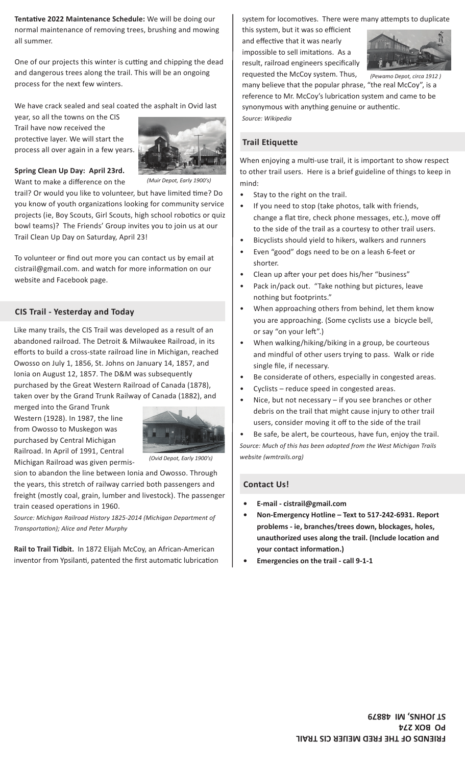**Tentative 2022 Maintenance Schedule:** We will be doing our normal maintenance of removing trees, brushing and mowing all summer.

One of our projects this winter is cutting and chipping the dead and dangerous trees along the trail. This will be an ongoing process for the next few winters.

We have crack sealed and seal coated the asphalt in Ovid last year, so all the towns on the CIS Trail have now received the protective layer. We will start the process all over again in a few years.

*(Muir Depot, Early 1900's)*

**Spring Clean Up Day: April 23rd.** Want to make a difference on the trail? Or would you like to volunteer, but have limited time? Do you know of youth organizations looking for community service projects (ie, Boy Scouts, Girl Scouts, high school robotics or quiz bowl teams)? The Friends' Group invites you to join us at our Trail Clean Up Day on Saturday, April 23!

To volunteer or find out more you can contact us by email at cistrail@gmail.com. and watch for more information on our website and Facebook page.

## CIS Trail - Yesterday and Today

Like many trails, the CIS Trail was developed as a result of an abandoned railroad. The Detroit & Milwaukee Railroad, in its efforts to build a cross-state railroad line in Michigan, reached Owosso on July 1, 1856, St. Johns on January 14, 1857, and Ionia on August 12, 1857. The D&M was subsequently purchased by the Great Western Railroad of Canada (1878), taken over by the Grand Trunk Railway of Canada (1882), and merged into the Grand Trunk Western (1928). In 1987, the line from Owosso to Muskegon was purchased by Central Michigan Railroad. In April of 1991, Central Michigan Railroad was given permission to abandon the line between Ionia and Owosso. Through the years, this stretch of railway carried both passengers and freight (mostly coal, grain, lumber and livestock). The passenger train ceased operations in 1960.

*(Ovid Depot, Early 1900's)*

*Source: Michigan Railroad History 1825-2014 (Michigan Department of Transportation); Alice and Peter Murphy*

**Rail to Trail Tidbit.** In 1872 Elijah McCoy, an African-American inventor from Ypsilanti, patented the first automatic lubrication system for locomotives. There were many attempts to duplicate this system, but it was so efficient and effective that it was nearly impossible to sell imitations. As a result, railroad engineers specifically requested the McCoy system. Thus, many believe that the popular phrase, "the real McCoy", is a reference to Mr. McCoy's lubrication system and came to be synonymous with anything genuine or authentic.

*(Pewamo Depot, circa 1912 )*

*Source: Wikipedia*

## Trail Etiquette

When enjoying a multi-use trail, it is important to show respect to other trail users. Here is a brief guideline of things to keep in mind:

- Stay to the right on the trail.
- If you need to stop (take photos, talk with friends, change a flat tire, check phone messages, etc.), move off to the side of the trail as a courtesy to other trail users.
- Bicyclists should yield to hikers, walkers and runners
- Even "good" dogs need to be on a leash 6-feet or shorter.
- Clean up after your pet does his/her "business"
- Pack in/pack out. "Take nothing but pictures, leave nothing but footprints."
- When approaching others from behind, let them know you are approaching. (Some cyclists use a bicycle bell, or say "on your left".)
- When walking/hiking/biking in a group, be courteous and mindful of other users trying to pass. Walk or ride single file, if necessary.
- Be considerate of others, especially in congested areas.
- Cyclists – reduce speed in congested areas.
- Nice, but not necessary – if you see branches or other debris on the trail that might cause injury to other trail users, consider moving it off to the side of the trail
- Be safe, be alert, be courteous, have fun, enjoy the trail.

*Source: Much of this has been adopted from the West Michigan Trails website (wmtrails.org)*

## Contact Us!

- **E-mail - cistrail@gmail.com**
- **Non-Emergency Hotline – Text to 517-242-6931. Report problems - ie, branches/trees down, blockages, holes, unauthorized uses along the trail. (Include location and your contact information.)**
- **Emergencies on the trail - call 9-1-1**

**FRIENDS OF THE FRED MEIJER CIS TRAIL**
**PO BOX 274**
**ST JOHNS, MI 48879**